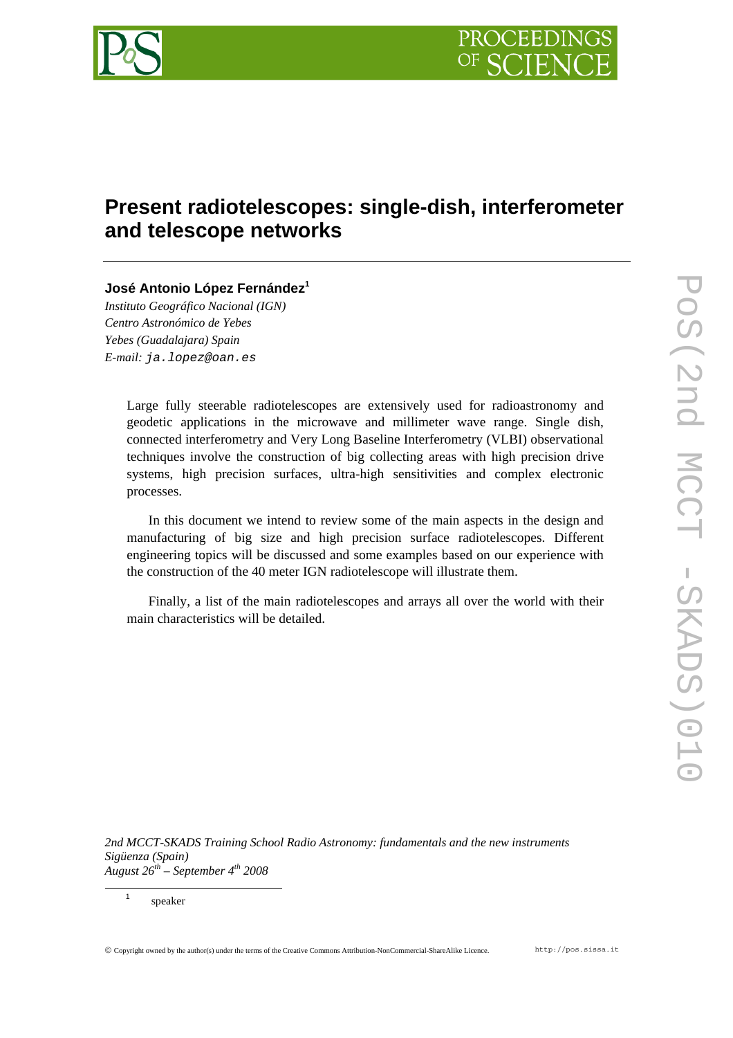# Present radiotelescopes: single-dish, interferometer and telescope networks

**José Antonio López Fernández**[1]

*Instituto Geográfico Nacional (IGN)*
*Centro Astronómico de Yebes*
*Yebes (Guadalajara) Spain*
*E-mail:* `ja.lopez@oan.es`

Large fully steerable radiotelescopes are extensively used for radioastronomy and geodetic applications in the microwave and millimeter wave range. Single dish, connected interferometry and Very Long Baseline Interferometry (VLBI) observational techniques involve the construction of big collecting areas with high precision drive systems, high precision surfaces, ultra-high sensitivities and complex electronic processes.

In this document we intend to review some of the main aspects in the design and manufacturing of big size and high precision surface radiotelescopes. Different engineering topics will be discussed and some examples based on our experience with the construction of the 40 meter IGN radiotelescope will illustrate them.

Finally, a list of the main radiotelescopes and arrays all over the world with their main characteristics will be detailed.

*2nd MCCT-SKADS Training School Radio Astronomy: fundamentals and the new instruments*
*Sigüenza (Spain)*
*August 26th – September 4th 2008*

[1] speaker

© Copyright owned by the author(s) under the terms of the Creative Commons Attribution-NonCommercial-ShareAlike Licence.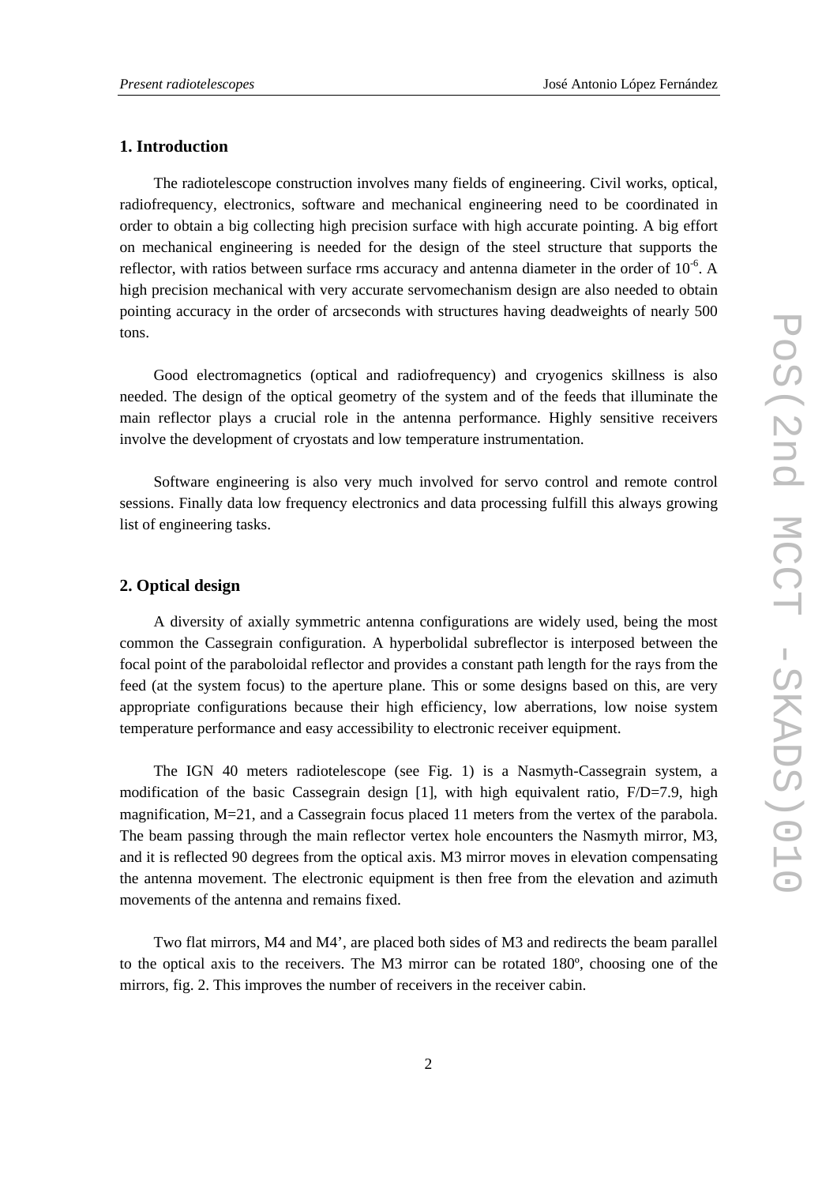## 1. Introduction

The radiotelescope construction involves many fields of engineering. Civil works, optical, radiofrequency, electronics, software and mechanical engineering need to be coordinated in order to obtain a big collecting high precision surface with high accurate pointing. A big effort on mechanical engineering is needed for the design of the steel structure that supports the reflector, with ratios between surface rms accuracy and antenna diameter in the order of $10^{-6}$. A high precision mechanical with very accurate servomechanism design are also needed to obtain pointing accuracy in the order of arcseconds with structures having deadweights of nearly 500 tons.

Good electromagnetics (optical and radiofrequency) and cryogenics skillness is also needed. The design of the optical geometry of the system and of the feeds that illuminate the main reflector plays a crucial role in the antenna performance. Highly sensitive receivers involve the development of cryostats and low temperature instrumentation.

Software engineering is also very much involved for servo control and remote control sessions. Finally data low frequency electronics and data processing fulfill this always growing list of engineering tasks.

## 2. Optical design

A diversity of axially symmetric antenna configurations are widely used, being the most common the Cassegrain configuration. A hyperbolidal subreflector is interposed between the focal point of the paraboloidal reflector and provides a constant path length for the rays from the feed (at the system focus) to the aperture plane. This or some designs based on this, are very appropriate configurations because their high efficiency, low aberrations, low noise system temperature performance and easy accessibility to electronic receiver equipment.

The IGN 40 meters radiotelescope (see Fig. 1) is a Nasmyth-Cassegrain system, a modification of the basic Cassegrain design [1], with high equivalent ratio, F/D=7.9, high magnification, M=21, and a Cassegrain focus placed 11 meters from the vertex of the parabola. The beam passing through the main reflector vertex hole encounters the Nasmyth mirror, M3, and it is reflected 90 degrees from the optical axis. M3 mirror moves in elevation compensating the antenna movement. The electronic equipment is then free from the elevation and azimuth movements of the antenna and remains fixed.

Two flat mirrors, M4 and M4', are placed both sides of M3 and redirects the beam parallel to the optical axis to the receivers. The M3 mirror can be rotated 180º, choosing one of the mirrors, fig. 2. This improves the number of receivers in the receiver cabin.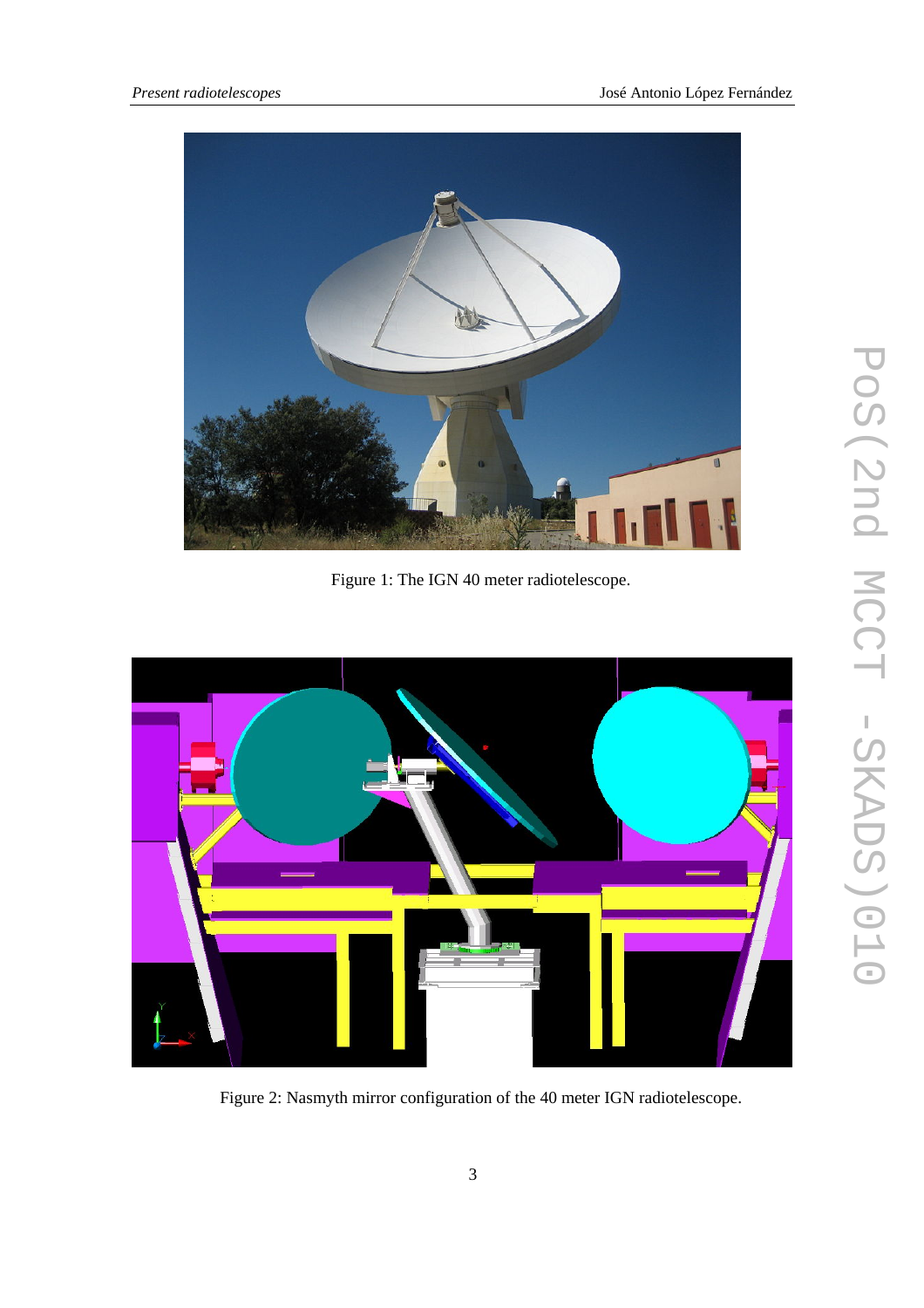Figure 1: The IGN 40 meter radiotelescope.

Figure 2: Nasmyth mirror configuration of the 40 meter IGN radiotelescope.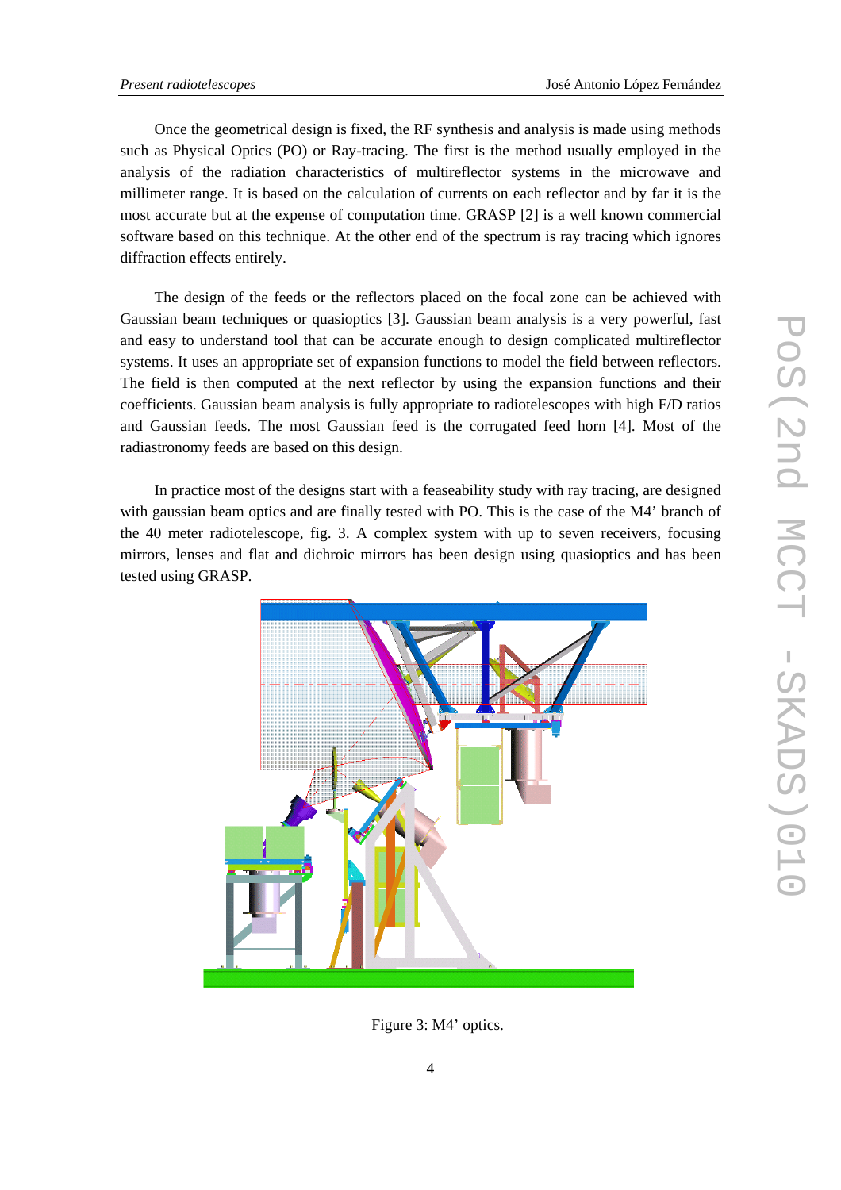Once the geometrical design is fixed, the RF synthesis and analysis is made using methods such as Physical Optics (PO) or Ray-tracing. The first is the method usually employed in the analysis of the radiation characteristics of multireflector systems in the microwave and millimeter range. It is based on the calculation of currents on each reflector and by far it is the most accurate but at the expense of computation time. GRASP [2] is a well known commercial software based on this technique. At the other end of the spectrum is ray tracing which ignores diffraction effects entirely.

The design of the feeds or the reflectors placed on the focal zone can be achieved with Gaussian beam techniques or quasioptics [3]. Gaussian beam analysis is a very powerful, fast and easy to understand tool that can be accurate enough to design complicated multireflector systems. It uses an appropriate set of expansion functions to model the field between reflectors. The field is then computed at the next reflector by using the expansion functions and their coefficients. Gaussian beam analysis is fully appropriate to radiotelescopes with high F/D ratios and Gaussian feeds. The most Gaussian feed is the corrugated feed horn [4]. Most of the radiastronomy feeds are based on this design.

In practice most of the designs start with a feaseability study with ray tracing, are designed with gaussian beam optics and are finally tested with PO. This is the case of the M4' branch of the 40 meter radiotelescope, fig. 3. A complex system with up to seven receivers, focusing mirrors, lenses and flat and dichroic mirrors has been design using quasioptics and has been tested using GRASP.

Figure 3: M4' optics.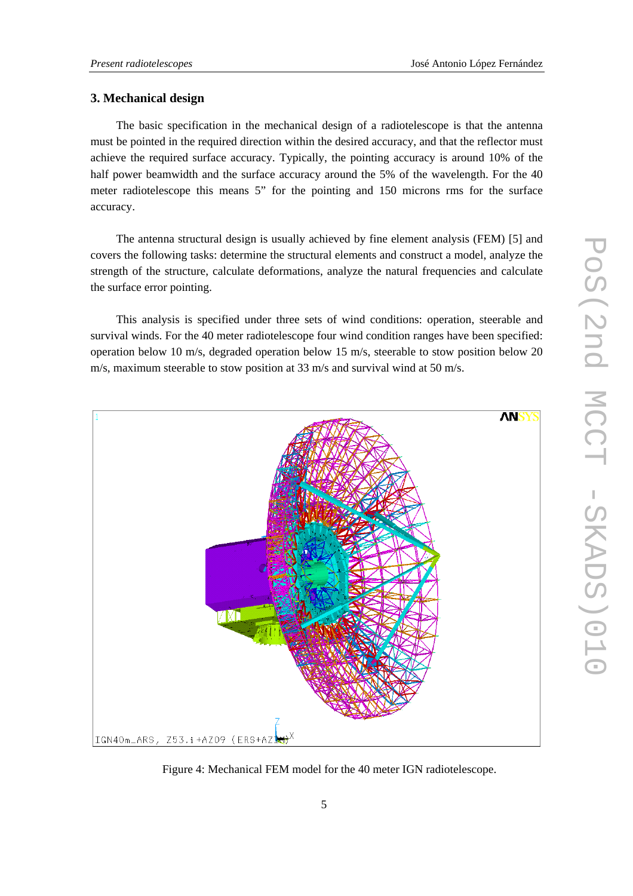## 3. Mechanical design

The basic specification in the mechanical design of a radiotelescope is that the antenna must be pointed in the required direction within the desired accuracy, and that the reflector must achieve the required surface accuracy. Typically, the pointing accuracy is around 10% of the half power beamwidth and the surface accuracy around the 5% of the wavelength. For the 40 meter radiotelescope this means 5" for the pointing and 150 microns rms for the surface accuracy.

The antenna structural design is usually achieved by fine element analysis (FEM) [5] and covers the following tasks: determine the structural elements and construct a model, analyze the strength of the structure, calculate deformations, analyze the natural frequencies and calculate the surface error pointing.

This analysis is specified under three sets of wind conditions: operation, steerable and survival winds. For the 40 meter radiotelescope four wind condition ranges have been specified: operation below 10 m/s, degraded operation below 15 m/s, steerable to stow position below 20 m/s, maximum steerable to stow position at 33 m/s and survival wind at 50 m/s.

Figure 4: Mechanical FEM model for the 40 meter IGN radiotelescope.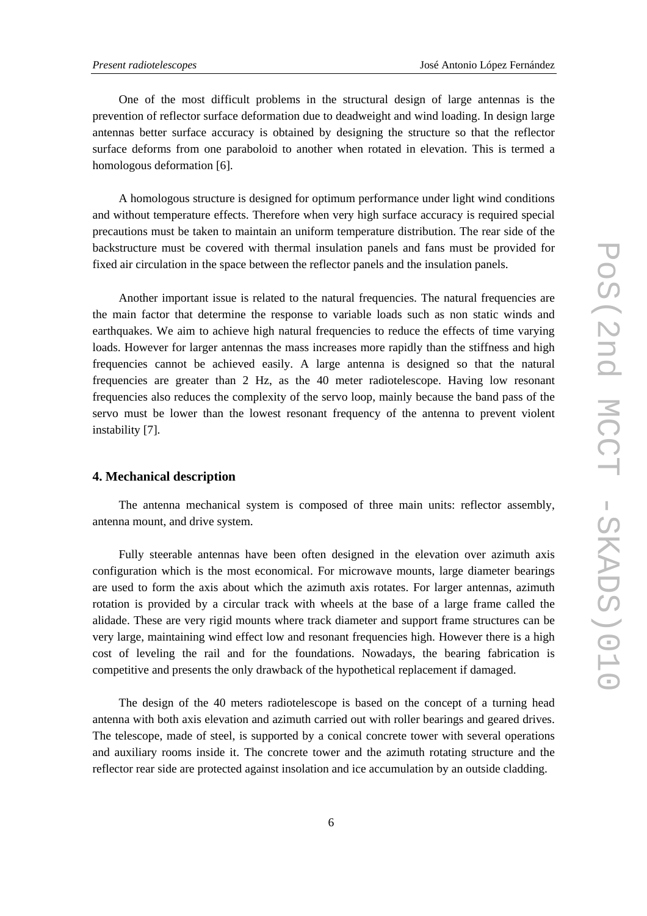One of the most difficult problems in the structural design of large antennas is the prevention of reflector surface deformation due to deadweight and wind loading. In design large antennas better surface accuracy is obtained by designing the structure so that the reflector surface deforms from one paraboloid to another when rotated in elevation. This is termed a homologous deformation [6].

A homologous structure is designed for optimum performance under light wind conditions and without temperature effects. Therefore when very high surface accuracy is required special precautions must be taken to maintain an uniform temperature distribution. The rear side of the backstructure must be covered with thermal insulation panels and fans must be provided for fixed air circulation in the space between the reflector panels and the insulation panels.

Another important issue is related to the natural frequencies. The natural frequencies are the main factor that determine the response to variable loads such as non static winds and earthquakes. We aim to achieve high natural frequencies to reduce the effects of time varying loads. However for larger antennas the mass increases more rapidly than the stiffness and high frequencies cannot be achieved easily. A large antenna is designed so that the natural frequencies are greater than 2 Hz, as the 40 meter radiotelescope. Having low resonant frequencies also reduces the complexity of the servo loop, mainly because the band pass of the servo must be lower than the lowest resonant frequency of the antenna to prevent violent instability [7].

## 4. Mechanical description

The antenna mechanical system is composed of three main units: reflector assembly, antenna mount, and drive system.

Fully steerable antennas have been often designed in the elevation over azimuth axis configuration which is the most economical. For microwave mounts, large diameter bearings are used to form the axis about which the azimuth axis rotates. For larger antennas, azimuth rotation is provided by a circular track with wheels at the base of a large frame called the alidade. These are very rigid mounts where track diameter and support frame structures can be very large, maintaining wind effect low and resonant frequencies high. However there is a high cost of leveling the rail and for the foundations. Nowadays, the bearing fabrication is competitive and presents the only drawback of the hypothetical replacement if damaged.

The design of the 40 meters radiotelescope is based on the concept of a turning head antenna with both axis elevation and azimuth carried out with roller bearings and geared drives. The telescope, made of steel, is supported by a conical concrete tower with several operations and auxiliary rooms inside it. The concrete tower and the azimuth rotating structure and the reflector rear side are protected against insolation and ice accumulation by an outside cladding.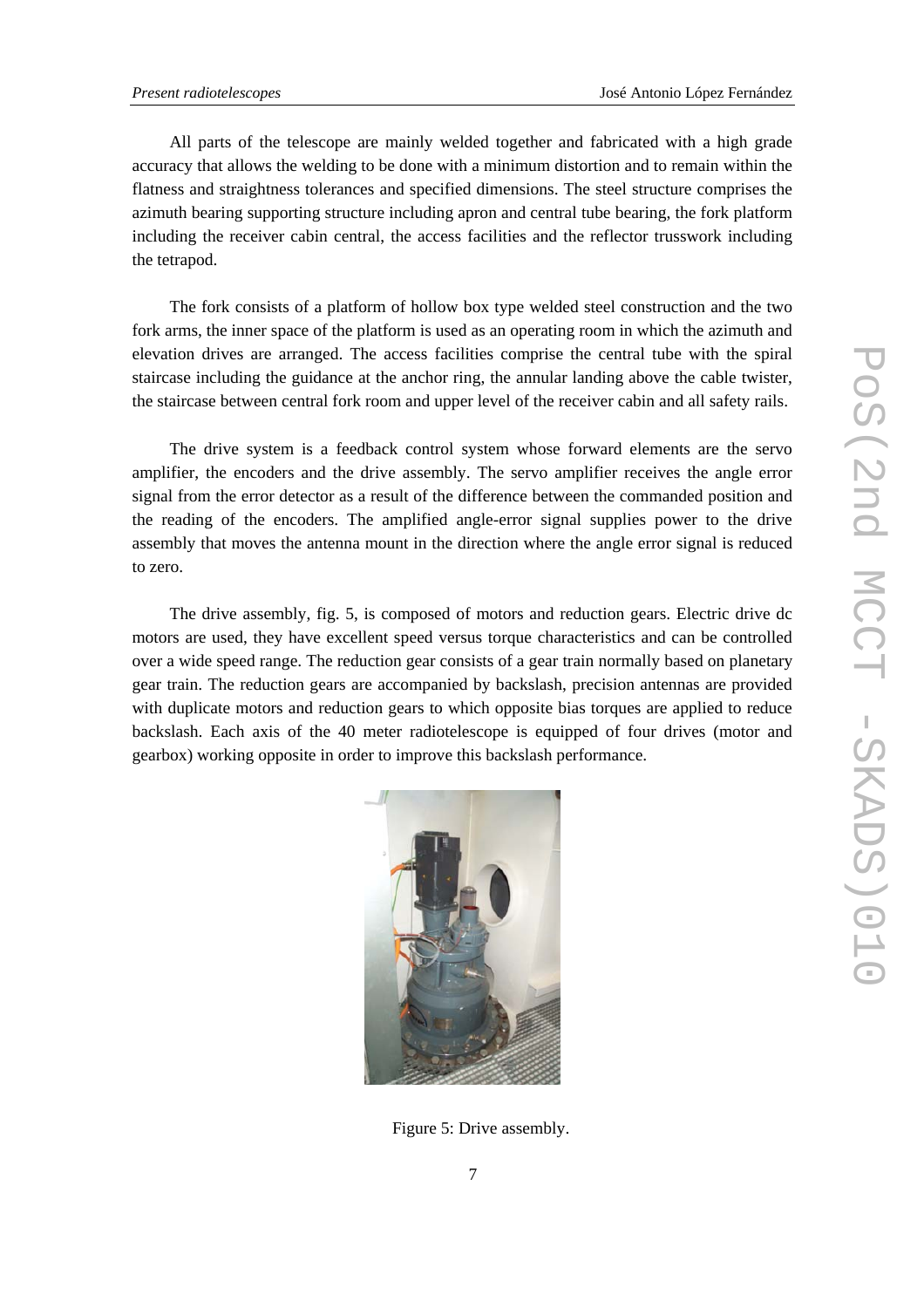All parts of the telescope are mainly welded together and fabricated with a high grade accuracy that allows the welding to be done with a minimum distortion and to remain within the flatness and straightness tolerances and specified dimensions. The steel structure comprises the azimuth bearing supporting structure including apron and central tube bearing, the fork platform including the receiver cabin central, the access facilities and the reflector trusswork including the tetrapod.

The fork consists of a platform of hollow box type welded steel construction and the two fork arms, the inner space of the platform is used as an operating room in which the azimuth and elevation drives are arranged. The access facilities comprise the central tube with the spiral staircase including the guidance at the anchor ring, the annular landing above the cable twister, the staircase between central fork room and upper level of the receiver cabin and all safety rails.

The drive system is a feedback control system whose forward elements are the servo amplifier, the encoders and the drive assembly. The servo amplifier receives the angle error signal from the error detector as a result of the difference between the commanded position and the reading of the encoders. The amplified angle-error signal supplies power to the drive assembly that moves the antenna mount in the direction where the angle error signal is reduced to zero.

The drive assembly, fig. 5, is composed of motors and reduction gears. Electric drive dc motors are used, they have excellent speed versus torque characteristics and can be controlled over a wide speed range. The reduction gear consists of a gear train normally based on planetary gear train. The reduction gears are accompanied by backslash, precision antennas are provided with duplicate motors and reduction gears to which opposite bias torques are applied to reduce backslash. Each axis of the 40 meter radiotelescope is equipped of four drives (motor and gearbox) working opposite in order to improve this backslash performance.

Figure 5: Drive assembly.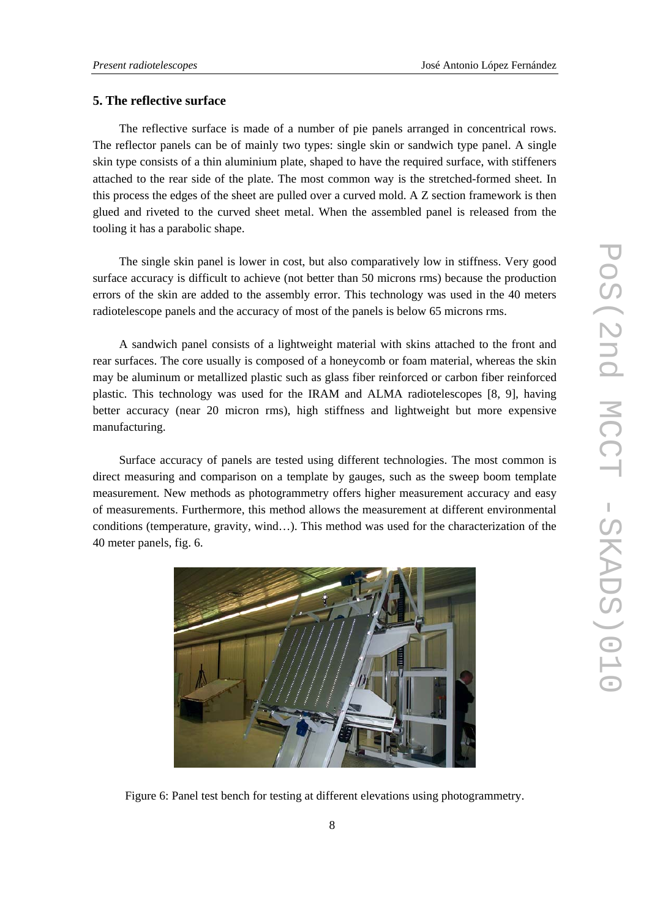## 5. The reflective surface

The reflective surface is made of a number of pie panels arranged in concentrical rows. The reflector panels can be of mainly two types: single skin or sandwich type panel. A single skin type consists of a thin aluminium plate, shaped to have the required surface, with stiffeners attached to the rear side of the plate. The most common way is the stretched-formed sheet. In this process the edges of the sheet are pulled over a curved mold. A Z section framework is then glued and riveted to the curved sheet metal. When the assembled panel is released from the tooling it has a parabolic shape.

The single skin panel is lower in cost, but also comparatively low in stiffness. Very good surface accuracy is difficult to achieve (not better than 50 microns rms) because the production errors of the skin are added to the assembly error. This technology was used in the 40 meters radiotelescope panels and the accuracy of most of the panels is below 65 microns rms.

A sandwich panel consists of a lightweight material with skins attached to the front and rear surfaces. The core usually is composed of a honeycomb or foam material, whereas the skin may be aluminum or metallized plastic such as glass fiber reinforced or carbon fiber reinforced plastic. This technology was used for the IRAM and ALMA radiotelescopes [8, 9], having better accuracy (near 20 micron rms), high stiffness and lightweight but more expensive manufacturing.

Surface accuracy of panels are tested using different technologies. The most common is direct measuring and comparison on a template by gauges, such as the sweep boom template measurement. New methods as photogrammetry offers higher measurement accuracy and easy of measurements. Furthermore, this method allows the measurement at different environmental conditions (temperature, gravity, wind…). This method was used for the characterization of the 40 meter panels, fig. 6.

Figure 6: Panel test bench for testing at different elevations using photogrammetry.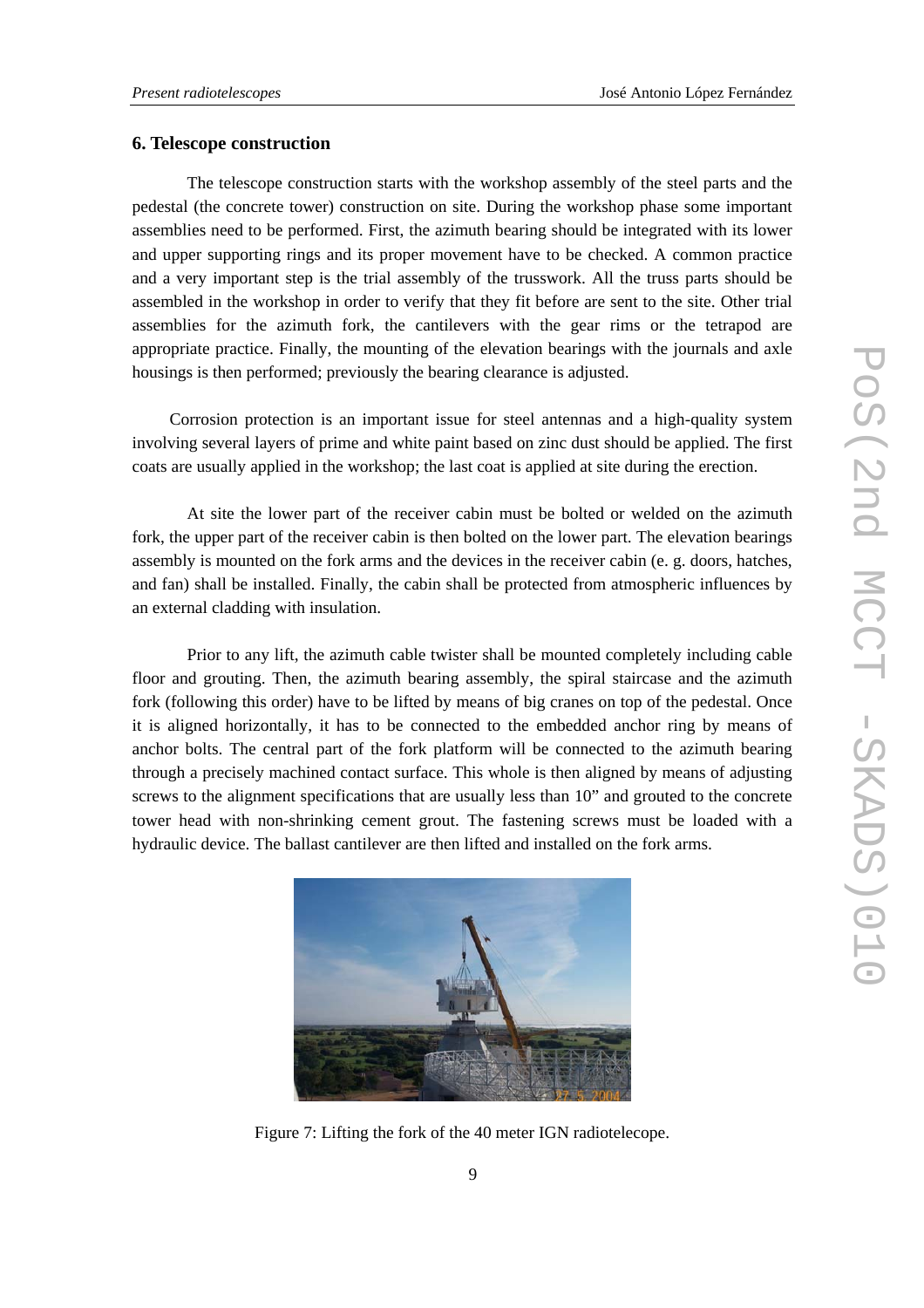## 6. Telescope construction

The telescope construction starts with the workshop assembly of the steel parts and the pedestal (the concrete tower) construction on site. During the workshop phase some important assemblies need to be performed. First, the azimuth bearing should be integrated with its lower and upper supporting rings and its proper movement have to be checked. A common practice and a very important step is the trial assembly of the trusswork. All the truss parts should be assembled in the workshop in order to verify that they fit before are sent to the site. Other trial assemblies for the azimuth fork, the cantilevers with the gear rims or the tetrapod are appropriate practice. Finally, the mounting of the elevation bearings with the journals and axle housings is then performed; previously the bearing clearance is adjusted.

Corrosion protection is an important issue for steel antennas and a high-quality system involving several layers of prime and white paint based on zinc dust should be applied. The first coats are usually applied in the workshop; the last coat is applied at site during the erection.

At site the lower part of the receiver cabin must be bolted or welded on the azimuth fork, the upper part of the receiver cabin is then bolted on the lower part. The elevation bearings assembly is mounted on the fork arms and the devices in the receiver cabin (e. g. doors, hatches, and fan) shall be installed. Finally, the cabin shall be protected from atmospheric influences by an external cladding with insulation.

Prior to any lift, the azimuth cable twister shall be mounted completely including cable floor and grouting. Then, the azimuth bearing assembly, the spiral staircase and the azimuth fork (following this order) have to be lifted by means of big cranes on top of the pedestal. Once it is aligned horizontally, it has to be connected to the embedded anchor ring by means of anchor bolts. The central part of the fork platform will be connected to the azimuth bearing through a precisely machined contact surface. This whole is then aligned by means of adjusting screws to the alignment specifications that are usually less than 10" and grouted to the concrete tower head with non-shrinking cement grout. The fastening screws must be loaded with a hydraulic device. The ballast cantilever are then lifted and installed on the fork arms.

Figure 7: Lifting the fork of the 40 meter IGN radiotelecope.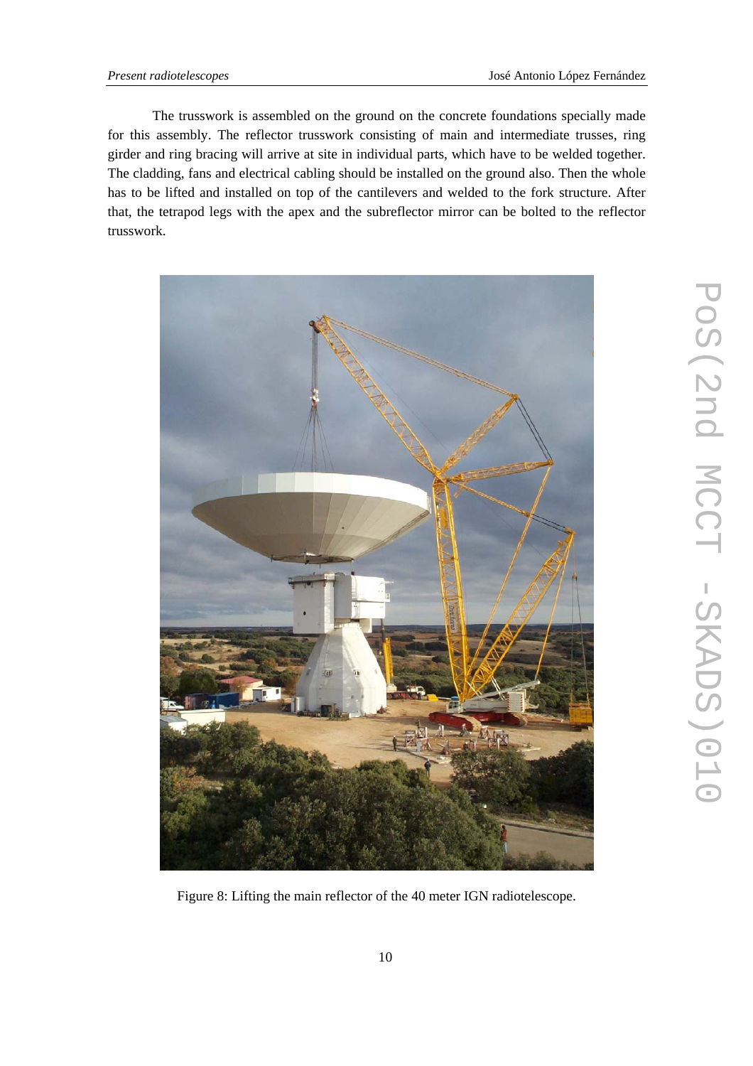The trusswork is assembled on the ground on the concrete foundations specially made for this assembly. The reflector trusswork consisting of main and intermediate trusses, ring girder and ring bracing will arrive at site in individual parts, which have to be welded together. The cladding, fans and electrical cabling should be installed on the ground also. Then the whole has to be lifted and installed on top of the cantilevers and welded to the fork structure. After that, the tetrapod legs with the apex and the subreflector mirror can be bolted to the reflector trusswork.

Figure 8: Lifting the main reflector of the 40 meter IGN radiotelescope.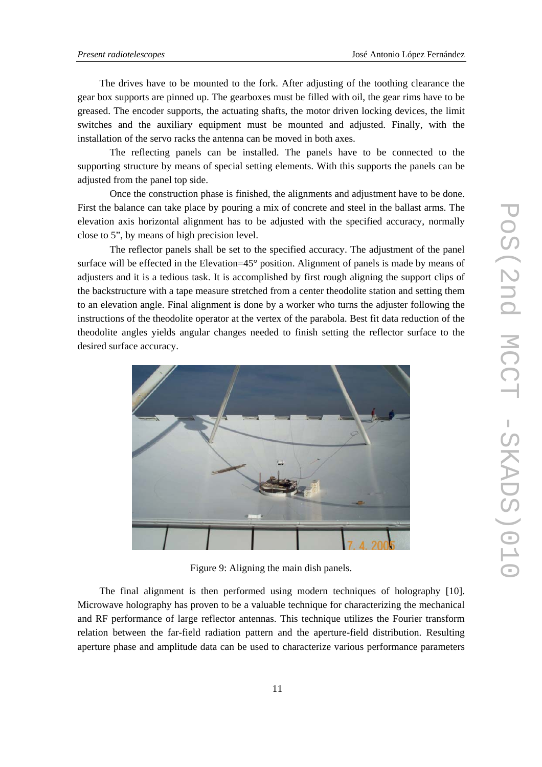The drives have to be mounted to the fork. After adjusting of the toothing clearance the gear box supports are pinned up. The gearboxes must be filled with oil, the gear rims have to be greased. The encoder supports, the actuating shafts, the motor driven locking devices, the limit switches and the auxiliary equipment must be mounted and adjusted. Finally, with the installation of the servo racks the antenna can be moved in both axes.

The reflecting panels can be installed. The panels have to be connected to the supporting structure by means of special setting elements. With this supports the panels can be adjusted from the panel top side.

Once the construction phase is finished, the alignments and adjustment have to be done. First the balance can take place by pouring a mix of concrete and steel in the ballast arms. The elevation axis horizontal alignment has to be adjusted with the specified accuracy, normally close to 5", by means of high precision level.

The reflector panels shall be set to the specified accuracy. The adjustment of the panel surface will be effected in the Elevation=45° position. Alignment of panels is made by means of adjusters and it is a tedious task. It is accomplished by first rough aligning the support clips of the backstructure with a tape measure stretched from a center theodolite station and setting them to an elevation angle. Final alignment is done by a worker who turns the adjuster following the instructions of the theodolite operator at the vertex of the parabola. Best fit data reduction of the theodolite angles yields angular changes needed to finish setting the reflector surface to the desired surface accuracy.

Figure 9: Aligning the main dish panels.

The final alignment is then performed using modern techniques of holography [10]. Microwave holography has proven to be a valuable technique for characterizing the mechanical and RF performance of large reflector antennas. This technique utilizes the Fourier transform relation between the far-field radiation pattern and the aperture-field distribution. Resulting aperture phase and amplitude data can be used to characterize various performance parameters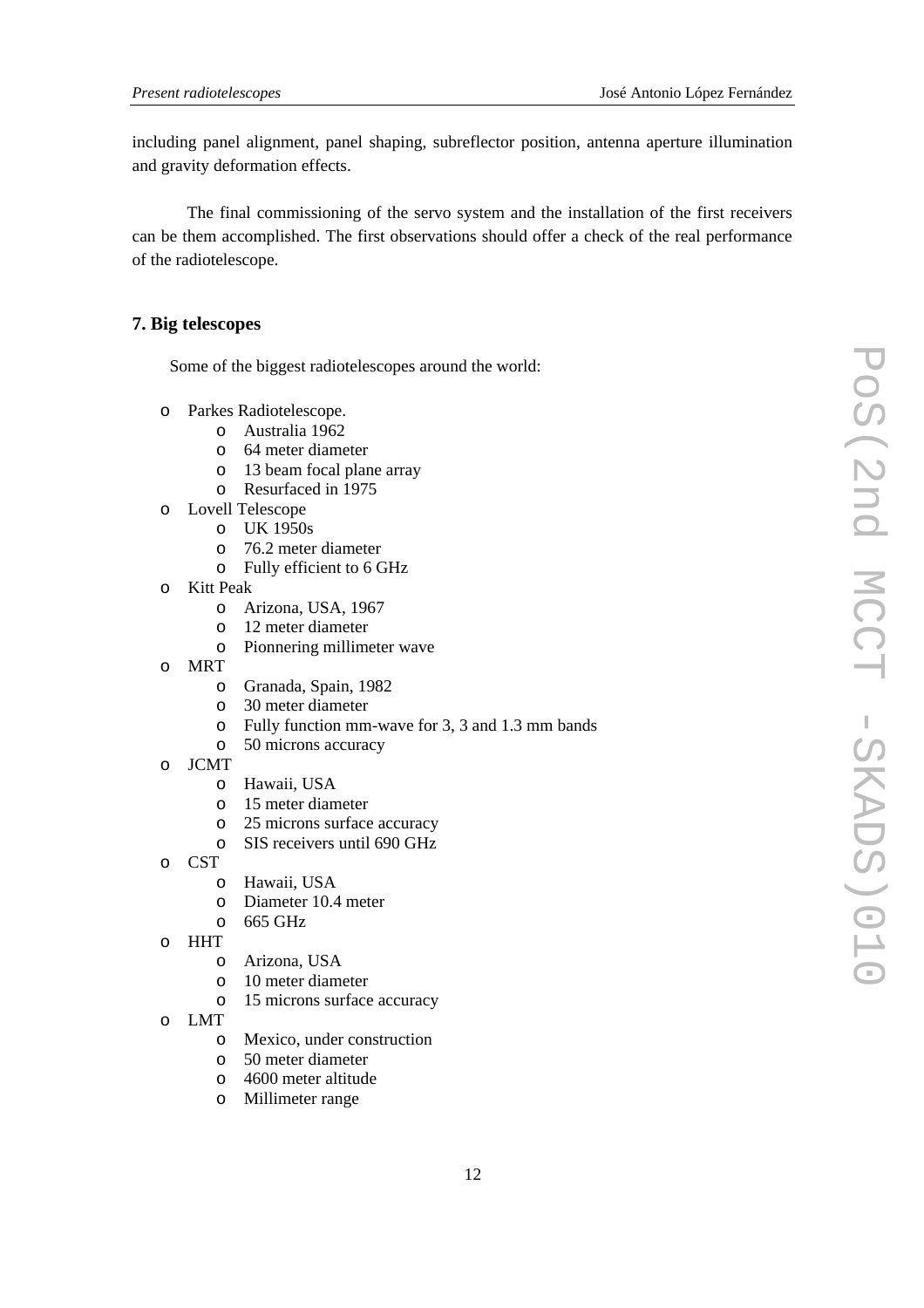including panel alignment, panel shaping, subreflector position, antenna aperture illumination and gravity deformation effects.

The final commissioning of the servo system and the installation of the first receivers can be them accomplished. The first observations should offer a check of the real performance of the radiotelescope.

## 7. Big telescopes

Some of the biggest radiotelescopes around the world:

- Parkes Radiotelescope.
  - Australia 1962
  - 64 meter diameter
  - 13 beam focal plane array
  - Resurfaced in 1975
- Lovell Telescope
  - UK 1950s
  - 76.2 meter diameter
  - Fully efficient to 6 GHz
- Kitt Peak
  - Arizona, USA, 1967
  - 12 meter diameter
  - Pionnering millimeter wave
- MRT
  - Granada, Spain, 1982
  - 30 meter diameter
  - Fully function mm-wave for 3, 3 and 1.3 mm bands
  - 50 microns accuracy
- JCMT
  - Hawaii, USA
  - 15 meter diameter
  - 25 microns surface accuracy
  - SIS receivers until 690 GHz
- CST
  - Hawaii, USA
  - Diameter 10.4 meter
  - 665 GHz
- HHT
  - Arizona, USA
  - 10 meter diameter
  - 15 microns surface accuracy
- LMT
  - Mexico, under construction
  - 50 meter diameter
  - 4600 meter altitude
  - Millimeter range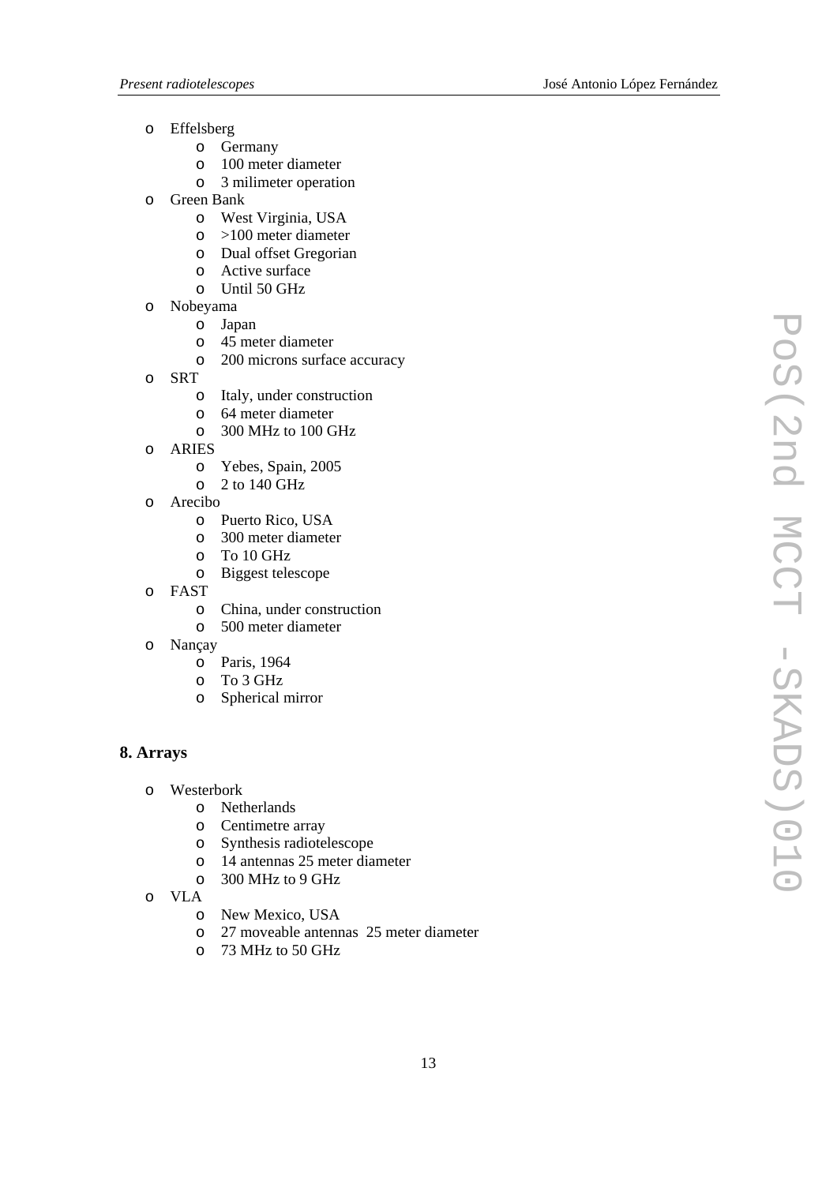- Effelsberg
    - Germany
    - 100 meter diameter
    - 3 milimeter operation
- Green Bank
    - West Virginia, USA
    - >100 meter diameter
    - Dual offset Gregorian
    - Active surface
    - Until 50 GHz
- Nobeyama
    - Japan
    - 45 meter diameter
    - 200 microns surface accuracy
- SRT
    - Italy, under construction
    - 64 meter diameter
    - 300 MHz to 100 GHz
- ARIES
    - Yebes, Spain, 2005
    - 2 to 140 GHz
- Arecibo
    - Puerto Rico, USA
    - 300 meter diameter
    - To 10 GHz
    - Biggest telescope
- FAST
    - China, under construction
    - 500 meter diameter
- Nançay
    - Paris, 1964
    - To 3 GHz
    - Spherical mirror

## 8. Arrays

- Westerbork
    - Netherlands
    - Centimetre array
    - Synthesis radiotelescope
    - 14 antennas 25 meter diameter
    - 300 MHz to 9 GHz
- VLA
    - New Mexico, USA
    - 27 moveable antennas 25 meter diameter
    - 73 MHz to 50 GHz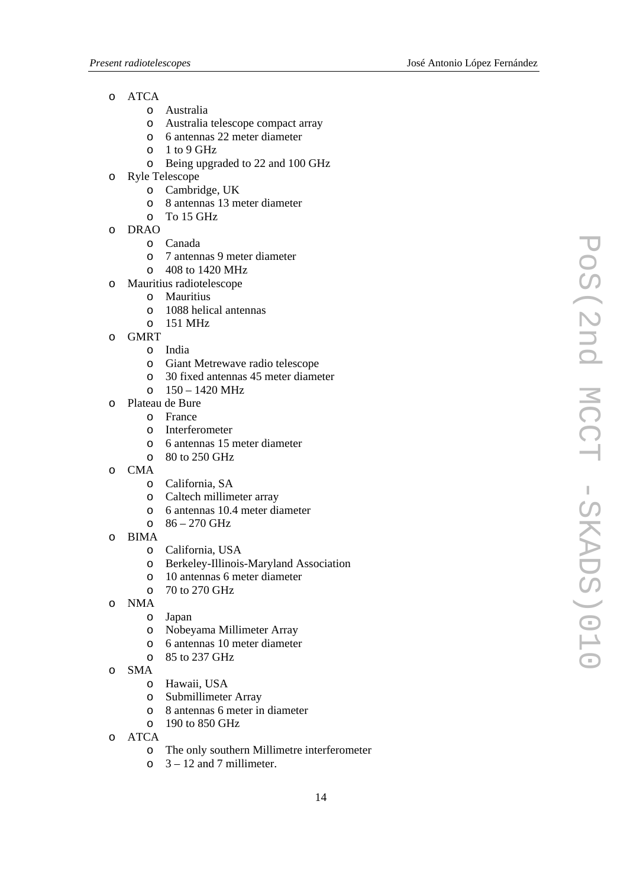- ATCA
  - Australia
  - Australia telescope compact array
  - 6 antennas 22 meter diameter
  - 1 to 9 GHz
  - Being upgraded to 22 and 100 GHz
- Ryle Telescope
  - Cambridge, UK
  - 8 antennas 13 meter diameter
  - To 15 GHz
- DRAO
  - Canada
  - 7 antennas 9 meter diameter
  - 408 to 1420 MHz
- Mauritius radiotelescope
  - Mauritius
  - 1088 helical antennas
  - 151 MHz
- GMRT
  - India
  - Giant Metrewave radio telescope
  - 30 fixed antennas 45 meter diameter
  - 150 – 1420 MHz
- Plateau de Bure
  - France
  - Interferometer
  - 6 antennas 15 meter diameter
  - 80 to 250 GHz
- CMA
  - California, SA
  - Caltech millimeter array
  - 6 antennas 10.4 meter diameter
  - 86 – 270 GHz
- BIMA
  - California, USA
  - Berkeley-Illinois-Maryland Association
  - 10 antennas 6 meter diameter
  - 70 to 270 GHz
- NMA
  - Japan
  - Nobeyama Millimeter Array
  - 6 antennas 10 meter diameter
  - 85 to 237 GHz
- SMA
  - Hawaii, USA
  - Submillimeter Array
  - 8 antennas 6 meter in diameter
  - 190 to 850 GHz
- ATCA
  - The only southern Millimetre interferometer
  - 3 – 12 and 7 millimeter.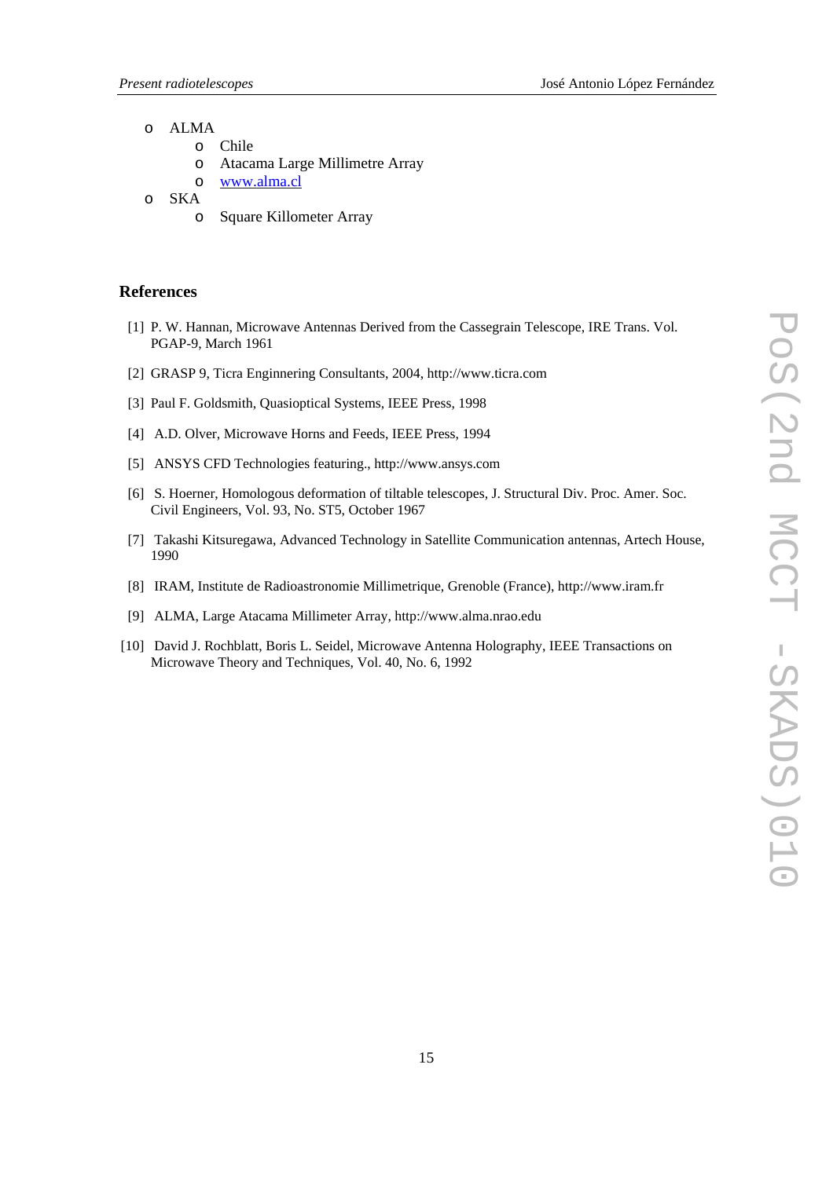- ALMA
  - Chile
  - Atacama Large Millimetre Array
  - [www.alma.cl](http://www.alma.cl)
- SKA
  - Square Killometer Array

## References

[1] P. W. Hannan, Microwave Antennas Derived from the Cassegrain Telescope, IRE Trans. Vol. PGAP-9, March 1961

[2] GRASP 9, Ticra Enginnering Consultants, 2004, http://www.ticra.com

[3] Paul F. Goldsmith, Quasioptical Systems, IEEE Press, 1998

[4] A.D. Olver, Microwave Horns and Feeds, IEEE Press, 1994

[5] ANSYS CFD Technologies featuring., http://www.ansys.com

[6] S. Hoerner, Homologous deformation of tiltable telescopes, J. Structural Div. Proc. Amer. Soc. Civil Engineers, Vol. 93, No. ST5, October 1967

[7] Takashi Kitsuregawa, Advanced Technology in Satellite Communication antennas, Artech House, 1990

[8] IRAM, Institute de Radioastronomie Millimetrique, Grenoble (France), http://www.iram.fr

[9] ALMA, Large Atacama Millimeter Array, http://www.alma.nrao.edu

[10] David J. Rochblatt, Boris L. Seidel, Microwave Antenna Holography, IEEE Transactions on Microwave Theory and Techniques, Vol. 40, No. 6, 1992